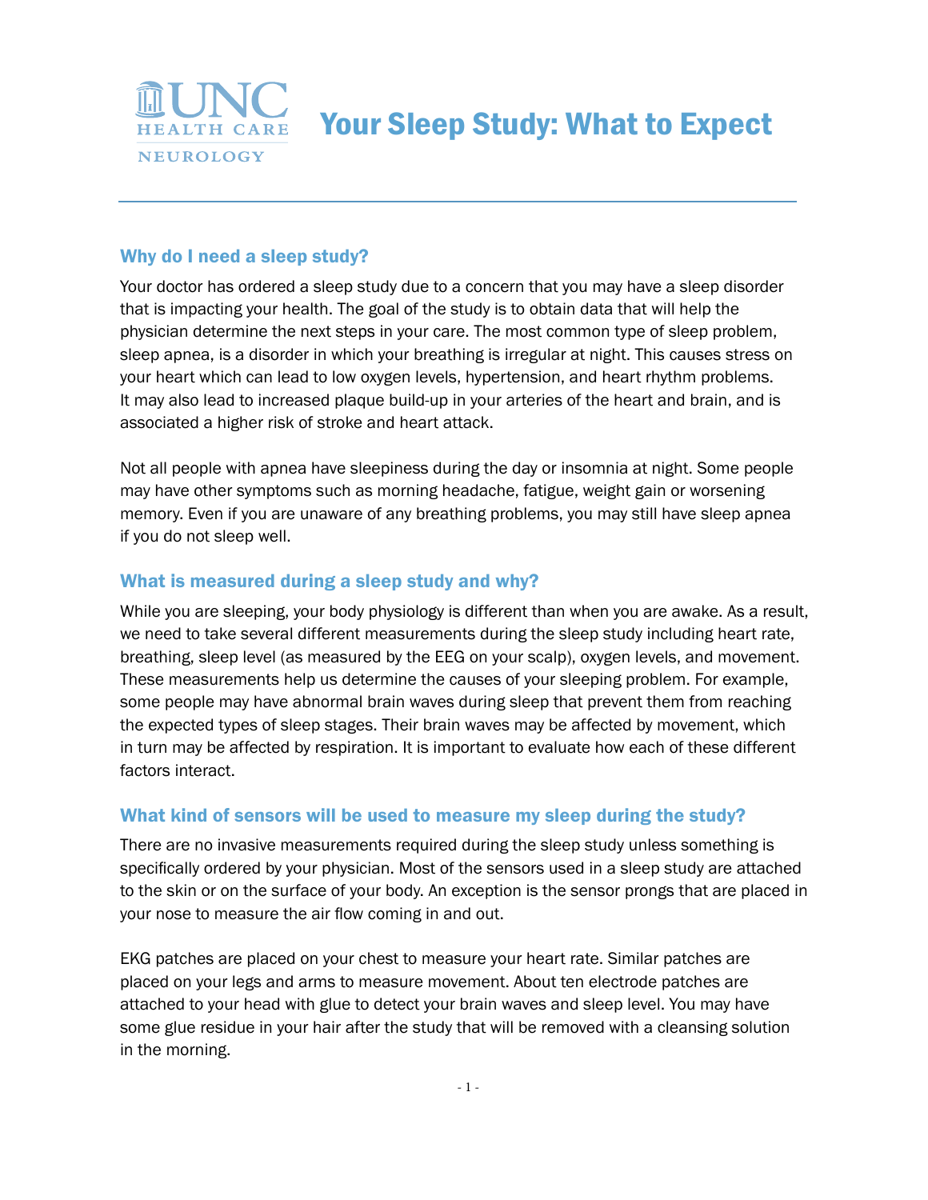UNC HEALTH CARE
NEUROLOGY

# Your Sleep Study: What to Expect

## Why do I need a sleep study?

Your doctor has ordered a sleep study due to a concern that you may have a sleep disorder that is impacting your health. The goal of the study is to obtain data that will help the physician determine the next steps in your care. The most common type of sleep problem, sleep apnea, is a disorder in which your breathing is irregular at night. This causes stress on your heart which can lead to low oxygen levels, hypertension, and heart rhythm problems. It may also lead to increased plaque build-up in your arteries of the heart and brain, and is associated a higher risk of stroke and heart attack.

Not all people with apnea have sleepiness during the day or insomnia at night. Some people may have other symptoms such as morning headache, fatigue, weight gain or worsening memory. Even if you are unaware of any breathing problems, you may still have sleep apnea if you do not sleep well.

## What is measured during a sleep study and why?

While you are sleeping, your body physiology is different than when you are awake. As a result, we need to take several different measurements during the sleep study including heart rate, breathing, sleep level (as measured by the EEG on your scalp), oxygen levels, and movement. These measurements help us determine the causes of your sleeping problem. For example, some people may have abnormal brain waves during sleep that prevent them from reaching the expected types of sleep stages. Their brain waves may be affected by movement, which in turn may be affected by respiration. It is important to evaluate how each of these different factors interact.

## What kind of sensors will be used to measure my sleep during the study?

There are no invasive measurements required during the sleep study unless something is specifically ordered by your physician. Most of the sensors used in a sleep study are attached to the skin or on the surface of your body. An exception is the sensor prongs that are placed in your nose to measure the air flow coming in and out.

EKG patches are placed on your chest to measure your heart rate. Similar patches are placed on your legs and arms to measure movement. About ten electrode patches are attached to your head with glue to detect your brain waves and sleep level. You may have some glue residue in your hair after the study that will be removed with a cleansing solution in the morning.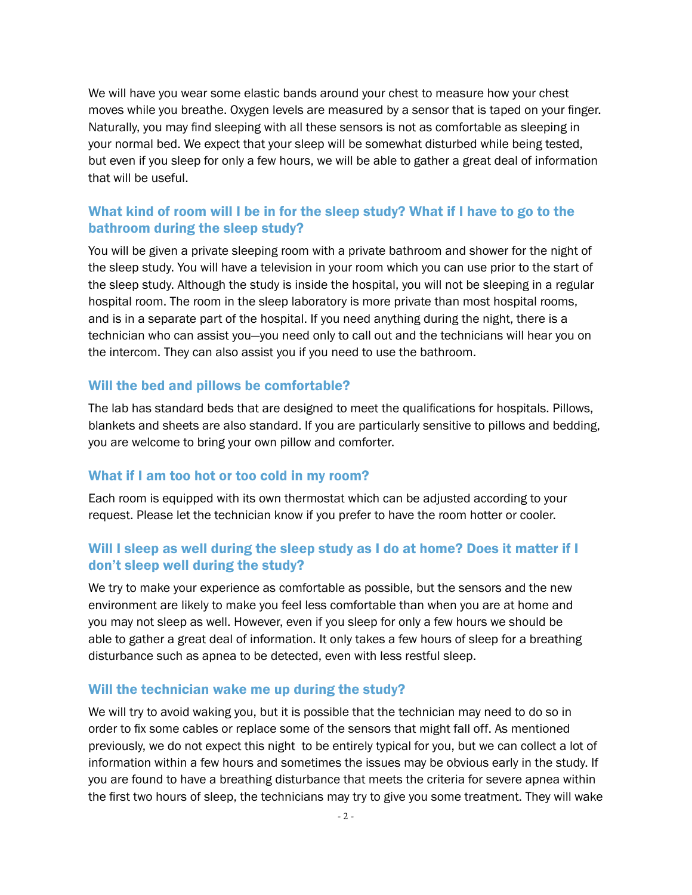We will have you wear some elastic bands around your chest to measure how your chest moves while you breathe. Oxygen levels are measured by a sensor that is taped on your finger. Naturally, you may find sleeping with all these sensors is not as comfortable as sleeping in your normal bed. We expect that your sleep will be somewhat disturbed while being tested, but even if you sleep for only a few hours, we will be able to gather a great deal of information that will be useful.

### What kind of room will I be in for the sleep study? What if I have to go to the bathroom during the sleep study?

You will be given a private sleeping room with a private bathroom and shower for the night of the sleep study. You will have a television in your room which you can use prior to the start of the sleep study. Although the study is inside the hospital, you will not be sleeping in a regular hospital room. The room in the sleep laboratory is more private than most hospital rooms, and is in a separate part of the hospital. If you need anything during the night, there is a technician who can assist you—you need only to call out and the technicians will hear you on the intercom. They can also assist you if you need to use the bathroom.

### Will the bed and pillows be comfortable?

The lab has standard beds that are designed to meet the qualifications for hospitals. Pillows, blankets and sheets are also standard. If you are particularly sensitive to pillows and bedding, you are welcome to bring your own pillow and comforter.

### What if I am too hot or too cold in my room?

Each room is equipped with its own thermostat which can be adjusted according to your request. Please let the technician know if you prefer to have the room hotter or cooler.

### Will I sleep as well during the sleep study as I do at home? Does it matter if I don't sleep well during the study?

We try to make your experience as comfortable as possible, but the sensors and the new environment are likely to make you feel less comfortable than when you are at home and you may not sleep as well. However, even if you sleep for only a few hours we should be able to gather a great deal of information. It only takes a few hours of sleep for a breathing disturbance such as apnea to be detected, even with less restful sleep.

### Will the technician wake me up during the study?

We will try to avoid waking you, but it is possible that the technician may need to do so in order to fix some cables or replace some of the sensors that might fall off. As mentioned previously, we do not expect this night to be entirely typical for you, but we can collect a lot of information within a few hours and sometimes the issues may be obvious early in the study. If you are found to have a breathing disturbance that meets the criteria for severe apnea within the first two hours of sleep, the technicians may try to give you some treatment. They will wake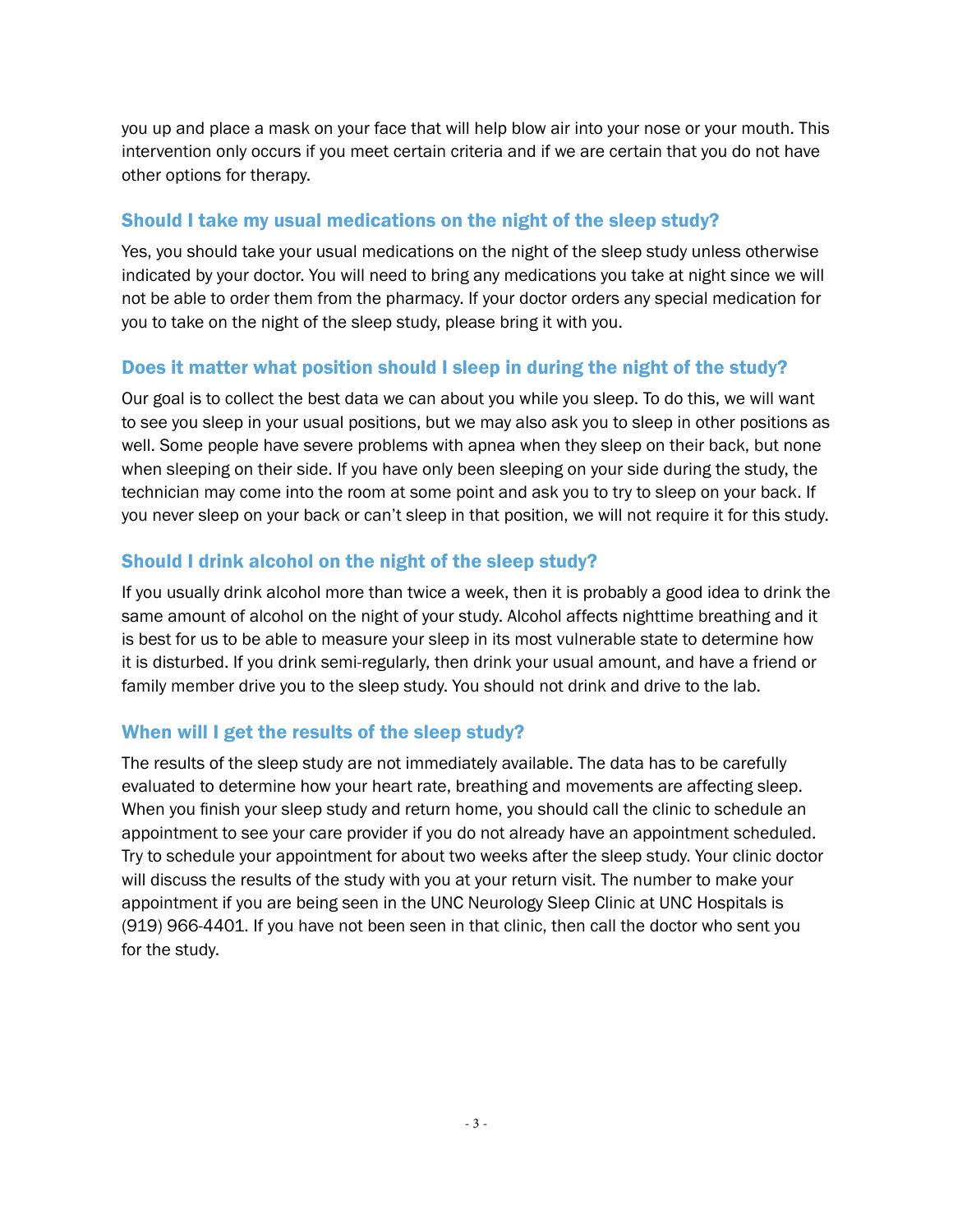you up and place a mask on your face that will help blow air into your nose or your mouth. This intervention only occurs if you meet certain criteria and if we are certain that you do not have other options for therapy.

### Should I take my usual medications on the night of the sleep study?

Yes, you should take your usual medications on the night of the sleep study unless otherwise indicated by your doctor. You will need to bring any medications you take at night since we will not be able to order them from the pharmacy. If your doctor orders any special medication for you to take on the night of the sleep study, please bring it with you.

### Does it matter what position should I sleep in during the night of the study?

Our goal is to collect the best data we can about you while you sleep. To do this, we will want to see you sleep in your usual positions, but we may also ask you to sleep in other positions as well. Some people have severe problems with apnea when they sleep on their back, but none when sleeping on their side. If you have only been sleeping on your side during the study, the technician may come into the room at some point and ask you to try to sleep on your back. If you never sleep on your back or can't sleep in that position, we will not require it for this study.

### Should I drink alcohol on the night of the sleep study?

If you usually drink alcohol more than twice a week, then it is probably a good idea to drink the same amount of alcohol on the night of your study. Alcohol affects nighttime breathing and it is best for us to be able to measure your sleep in its most vulnerable state to determine how it is disturbed. If you drink semi-regularly, then drink your usual amount, and have a friend or family member drive you to the sleep study. You should not drink and drive to the lab.

### When will I get the results of the sleep study?

The results of the sleep study are not immediately available. The data has to be carefully evaluated to determine how your heart rate, breathing and movements are affecting sleep. When you finish your sleep study and return home, you should call the clinic to schedule an appointment to see your care provider if you do not already have an appointment scheduled. Try to schedule your appointment for about two weeks after the sleep study. Your clinic doctor will discuss the results of the study with you at your return visit. The number to make your appointment if you are being seen in the UNC Neurology Sleep Clinic at UNC Hospitals is (919) 966-4401. If you have not been seen in that clinic, then call the doctor who sent you for the study.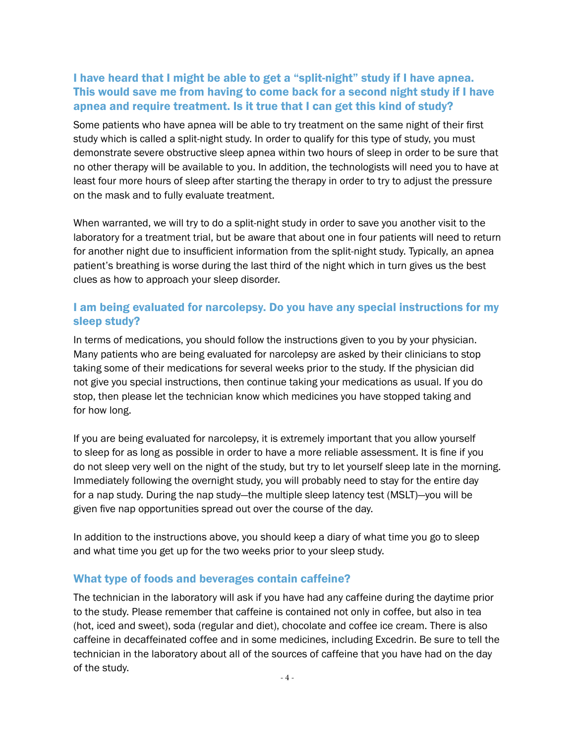### I have heard that I might be able to get a "split-night" study if I have apnea. This would save me from having to come back for a second night study if I have apnea and require treatment. Is it true that I can get this kind of study?

Some patients who have apnea will be able to try treatment on the same night of their first study which is called a split-night study. In order to qualify for this type of study, you must demonstrate severe obstructive sleep apnea within two hours of sleep in order to be sure that no other therapy will be available to you. In addition, the technologists will need you to have at least four more hours of sleep after starting the therapy in order to try to adjust the pressure on the mask and to fully evaluate treatment.

When warranted, we will try to do a split-night study in order to save you another visit to the laboratory for a treatment trial, but be aware that about one in four patients will need to return for another night due to insufficient information from the split-night study. Typically, an apnea patient's breathing is worse during the last third of the night which in turn gives us the best clues as how to approach your sleep disorder.

### I am being evaluated for narcolepsy. Do you have any special instructions for my sleep study?

In terms of medications, you should follow the instructions given to you by your physician. Many patients who are being evaluated for narcolepsy are asked by their clinicians to stop taking some of their medications for several weeks prior to the study. If the physician did not give you special instructions, then continue taking your medications as usual. If you do stop, then please let the technician know which medicines you have stopped taking and for how long.

If you are being evaluated for narcolepsy, it is extremely important that you allow yourself to sleep for as long as possible in order to have a more reliable assessment. It is fine if you do not sleep very well on the night of the study, but try to let yourself sleep late in the morning. Immediately following the overnight study, you will probably need to stay for the entire day for a nap study. During the nap study—the multiple sleep latency test (MSLT)—you will be given five nap opportunities spread out over the course of the day.

In addition to the instructions above, you should keep a diary of what time you go to sleep and what time you get up for the two weeks prior to your sleep study.

### What type of foods and beverages contain caffeine?

The technician in the laboratory will ask if you have had any caffeine during the daytime prior to the study. Please remember that caffeine is contained not only in coffee, but also in tea (hot, iced and sweet), soda (regular and diet), chocolate and coffee ice cream. There is also caffeine in decaffeinated coffee and in some medicines, including Excedrin. Be sure to tell the technician in the laboratory about all of the sources of caffeine that you have had on the day of the study.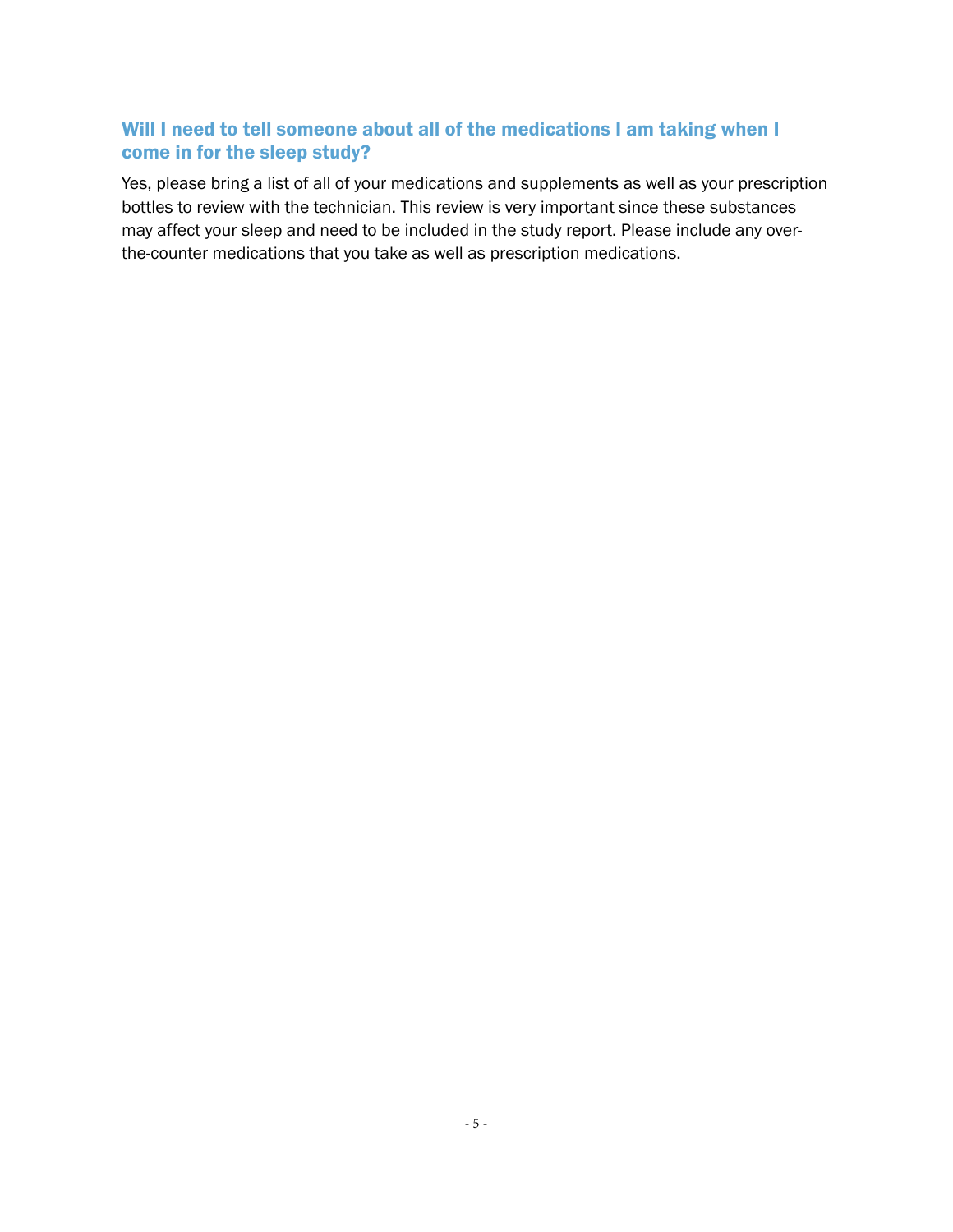### Will I need to tell someone about all of the medications I am taking when I come in for the sleep study?

Yes, please bring a list of all of your medications and supplements as well as your prescription bottles to review with the technician. This review is very important since these substances may affect your sleep and need to be included in the study report. Please include any over-the-counter medications that you take as well as prescription medications.